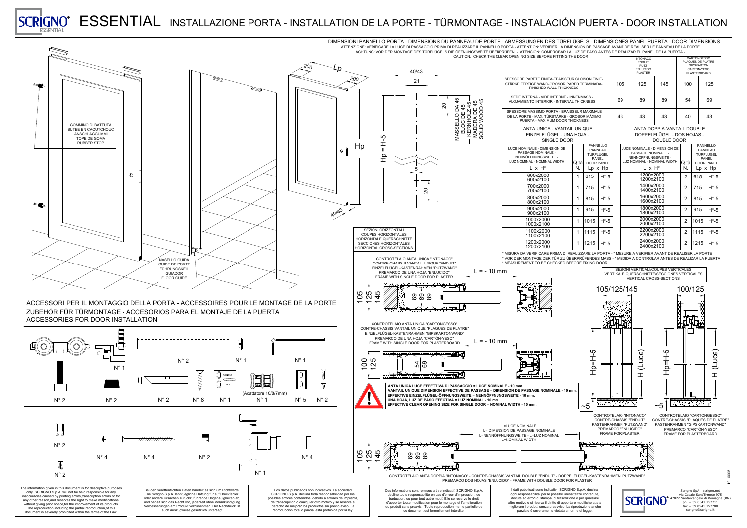# SCRIGNO ESSENTIAL — INSTALLAZIONE PORTA - INSTALLATION DE LA PORTE - TÜRMONTAGE - INSTALACIÓN PUERTA - DOOR INSTALLATION

## DIMENSIONI PANNELLO PORTA - DIMENSIONS DU PANNEAU DE PORTE - ABMESSUNGEN DES TÜRFLÜGELS - DIMENSIONES PANEL PUERTA - DOOR DIMENSIONS

ATTENZIONE: VERIFICARE LA LUCE DI PASSAGGIO PRIMA DI REALIZZARE IL PANNELLO PORTA - ATTENTION: VERIFIER LA LUCE DE PASSAGE AVANT DE REALISER LE PANNEAU DE LA PORTE
ACHTUNG: VOR DER MONTAGE DES TÜRFLÜGELS DIE ÖFFNUNGSWEITE ÜBERPRÜFEN. - ATENCIÓN: COMPROBAR LA LUZ DE PASO ANTES DE REALIZAR EL PANEL DE LA PUERTA -
CAUTION: CHECK THE CLEAR OPENING SIZE BEFORE FITTING THE DOOR

| | INTONACO / ENDUIT / PUTZ / ENLUCIDO / PLASTER | | | CARTONGESSO / PLAQUES DE PLATRE / GIPSKARTON / CARTÓN-YESO / PLASTERBOARD | |
|---|---|---|---|---|---|
| SPESSORE PARETE FINITA-EPAISSEUR CLOISON FINIE-STÄRKE FERTIGE WAND-GROSOR PARED TERMINADA-FINISHED WALL THICKNESS | 105 | 125 | 145 | 100 | 125 |
| SEDE INTERNA - VIDE INTERNE - INNENMASS - ALOJAMIENTO INTERIOR - INTERNAL THICKNESS | 69 | 89 | 89 | 54 | 69 |
| SPESSORE MASSIMO PORTA - EPAISSEUR MAXIMALE DE LA PORTE - MAX. TÜRSTÄRKE - GROSOR MÁXIMO PUERTA - MAXIMUM DOOR THICKNESS | 43 | 43 | 43 | 40 | 43 |

### ANTA UNICA - VANTAIL UNIQUE - EINZELFLÜGEL - UNA HOJA - SINGLE DOOR

| LUCE NOMINALE - DIMENSION DE PASSAGE NOMINALE - NENNÖFFNUNGSWEITE - LUZ NOMINAL - NOMINAL WIDTH L x H* | Q.tà N. | PANNELLO / PANNEAU / TÜRFLÜGEL / PANEL / DOOR PANEL Lp | Hp |
|---|---|---|---|
| 600x2000 / 600x2100 | 1 | 615 | H*-5 |
| 700x2000 / 700x2100 | 1 | 715 | H*-5 |
| 800x2000 / 800x2100 | 1 | 815 | H*-5 |
| 900x2000 / 900x2100 | 1 | 915 | H*-5 |
| 1000x2000 / 1000x2100 | 1 | 1015 | H*-5 |
| 1100x2000 / 1100x2100 | 1 | 1115 | H*-5 |
| 1200x2000 / 1200x2100 | 1 | 1215 | H*-5 |

### ANTA DOPPIA-VANTAIL DOUBLE - DOPPELFLÜGEL - DOS HOJAS - DOUBLE DOOR

| LUCE NOMINALE - DIMENSION DE PASSAGE NOMINALE - NENNÖFFNUNGSWEITE - LUZ NOMINAL - NOMINAL WIDTH L x H* | Q.tà N. | PANNELLO / PANNEAU / TÜRFLÜGEL / PANEL / DOOR PANEL Lp | Hp |
|---|---|---|---|
| 1200x2000 / 1200x2100 | 2 | 615 | H*-5 |
| 1400x2000 / 1400x2100 | 2 | 715 | H*-5 |
| 1600x2000 / 1600x2100 | 2 | 815 | H*-5 |
| 1800x2000 / 1800x2100 | 2 | 915 | H*-5 |
| 2000x2000 / 2000x2100 | 2 | 1015 | H*-5 |
| 2200x2000 / 2200x2100 | 2 | 1115 | H*-5 |
| 2400x2000 / 2400x2100 | 2 | 1215 | H*-5 |

* MISURA DA VERIFICARE PRIMA DI REALIZZARE LA PORTA - * MESURE A VERIFIER AVANT DE REALISER LA PORTE
* VOR DER MONTAGE DER TÜR ZU ÜBERPRÜFENDES MASS - * MEDIDA A CONTROLAR ANTES DE REALIZAR LA PUERTA
* MEASUREMENT TO BE CHECKED BEFORE FIXING DOOR

MASSELLO DA 45 - BLOC DE 45 - KERNHOLZ 45 - MADERA DE 45 - SOLID WOOD 45

Hp = H-5

GOMMINO DI BATTUTA - BUTEE EN CAOUTCHOUC - ANSCHLAGGUMMI - TOPE DE GOMA - RUBBER STOP

NASELLO GUIDA - GUIDE DE PORTE - FÜHRUNGSKEIL - GUIADOR - FLOOR GUIDE

SEZIONI ORIZZONTALI - COUPES HORIZONTALES - HORIZONTALE QUERSCHNITTE - SECCIONES HORIZONTALES - HORIZONTAL CROSS-SECTIONS

CONTROTELAIO ANTA UNICA "INTONACO" - CONTRE-CHASSIS VANTAIL UNIQUE "ENDUIT" - EINZELFLÜGEL-KASTENRAHMEN "PUTZWAND" - PREMARCO DE UNA HOJA "ENLUCIDO" - FRAME WITH SINGLE DOOR FOR PLASTER

L = - 10 mm

CONTROTELAIO ANTA UNICA "CARTONGESSO" - CONTRE-CHASSIS VANTAIL UNIQUE "PLAQUES DE PLATRE" - EINZELFLÜGEL-KASTENRAHMEN "GIPSKARTONWAND" - PREMARCO DE UNA HOJA "CARTÓN-YESO" - FRAME WITH SINGLE DOOR FOR PLASTERBOARD

L = - 10 mm

**ANTA UNICA LUCE EFFETTIVA DI PASSAGGIO = LUCE NOMINALE - 10 mm.**
**VANTAIL UNIQUE DIMENSION EFFECTIVE DE PASSAGE = DIMENSION DE PASSAGE NOMINALE - 10 mm.**
**EFFEKTIVE EINZELFLÜGEL-ÖFFNUNGSWEITE = NENNÖFFNUNGSWEITE - 10 mm.**
**UNA HOJA, LUZ DE PASO EFECTIVA = LUZ NOMINAL - 10 mm.**
**EFFECTIVE CLEAR OPENING SIZE FOR SINGLE DOOR = NOMINAL WIDTH - 10 mm.**

L=LUCE NOMINALE - L= DIMENSION DE PASSAGE NOMINALE - L=NENNÖFFNUNGSWEITE - L=LUZ NOMINAL - L=NOMINAL WIDTH

CONTROTELAIO ANTA DOPPIA "INTONACO" - CONTRE-CHASSIS VANTAIL DOUBLE "ENDUIT" - DOPPELFLÜGEL-KASTENRAHMEN "PUTZWAND" - PREMARCO DOS HOJAS "ENLUCIDO" - FRAME WITH DOUBLE DOOR FOR PLASTER

SEZIONI VERTICALI/COUPES VERTICALES - VERTIKALE QUERSCHNITTE/SECCIONES VERTICALES - VERTICAL CROSS-SECTIONS

105/125/145 — 100/125

Hp=H-5 — H (Luce)

CONTROTELAIO "INTONACO" - CONTRE-CHASSIS "ENDUIT" - KASTENRAHMEN "PUTZWAND" - PREMARCO "ENLUCIDO" - FRAME FOR PLASTER

CONTROTELAIO "CARTONGESSO" - CONTRE-CHASSIS "PLAQUES DE PLATRE" - KASTENRAHMEN "GIPSKARTONWAND" - PREMARCO "CARTÓN-YESO" - FRAME FOR PLASTERBOARD

## ACCESSORI PER IL MONTAGGIO DELLA PORTA - ACCESSOIRES POUR LE MONTAGE DE LA PORTE ZUBEHÖR FÜR TÜRMONTAGE - ACCESORIOS PARA EL MONTAJE DE LA PUERTA ACCESSORIES FOR DOOR INSTALLATION

N° 2, N° 1, N° 2, N° 2, N° 1, N° 8, N° 1, N° 1 (Adattatore 10/8/7mm), N° 1, N° 5, N° 2

N° 2, N° 4, N° 4, N° 2, N° 4, N° 2, N° 1

The information given in this document is for descriptive purposes only. SCRIGNO S.p.A. will not be held responsible for any inaccuracies caused by printing errors,transcription errors or for any other reason,and reserves the right to make modifications, without giving prior notice,for the improvement of its products. The reproduction,including the partial reproduction,of this document is severely prohibited within the terms of the Law.

Bei den veröffentlichten Daten handelt es sich um Richtwerte. Die Scrigno S.p.A. lehnt jegliche Haftung für auf Druckfehler oder andere Ursachen zurückzuführende Ungenauigkeiten ab, und behält sich das Recht vor, jederzeit ohne Vorankündigung Verbesserungen am Produkt vorzunehmen. Der Nachdruck ist auch auszugsweise gesetzlich untersagt

Los datos publicados son indicativos. La sociedad SCRIGNO S.p.A. declina toda responsabilidad por los posibles errores contenidos, debido a errores de imprenta, de transcripcion o cualquier otro motivo y se reserva el derecho de mejorar los productos sin previo aviso. La reproduccion total o parcial esta prohibida por la ley.

Ces informations sont remises a titre indicatif. SCRIGNO S.p.A. decline toute responsabilite en cas d'erreur d'impression, de traduction, ou pour tout autre motif. Elle se reserve le droit d'apporter toute modification pour le montage et l'amelioration du produit sans preavis. Toute reproduction meme partielle de ce document est formellement interdite.

I dati pubblicati sono indicativi. SCRIGNO S.p.A. declina ogni responsabilita' per le possibili inesattezze contenute, dovute ad errori di stampa, di trascrizione o per qualsiasi altro motivo e si riserva il diritto di apportare modifiche atte a migliorare i prodotti senza preavviso. La riproduzione anche parziale è severamente vietata a norme di legge.

Scrigno SpA | scrigno.net
via Casale Sant'Ermete 975
47822 Santarcangelo di Romagna (RN)
ph. + 39 0541 757711
fax + 39 0541 757780
scrigno@scrigno.it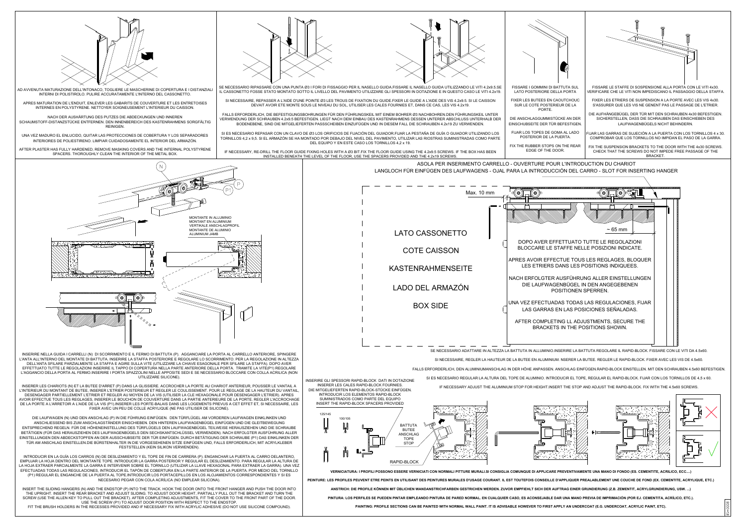AD AVVENUTA MATURAZIONE DELL'INTONACO, TOGLIERE LE MASCHERINE DI COPERTURA E I DISTANZIALI INTERNI DI POLISTIROLO. PULIRE ACCURATAMENTE L'INTERNO DEL CASSONETTO.

APRES MATURATION DE L'ENDUIT, ENLEVER LES GABARITS DE COUVERTURE ET LES ENTRETOISES INTERNES EN POLYSTYRENE. NETTOYER SOIGNEUSEMENT L'INTERIEUR DU CAISSON.

NACH DER AUSHÄRTUNG DES PUTZES DIE ABDECKUNGEN UND INNEREN SCHAUMSTOFF-DISTANZSTÜCKE ENTFERNEN. DEN INNENBEREICH DES KASTENRAHMENS SORGFÄLTIG REINIGEN.

UNA VEZ MADURO EL ENLUCIDO, QUITAR LAS PROTECCIONES DE COBERTURA Y LOS SEPARADORES INTERIORES DE POLIESTIRENO. LIMPIAR CUIDADOSAMENTE EL INTERIOR DEL ARMAZÓN.

AFTER PLASTER HAS FULLY HARDENED, REMOVE MASKING COVERS AND THE INTERNAL POLYSTYRENE SPACERS. THOROUGHLY CLEAN THE INTERIOR OF THE METAL BOX.

SE NECESSARIO RIPASSARE CON UNA PUNTA Ø3 I FORI DI FISSAGGIO PER IL NASELLO GUIDA.FISSARE IL NASELLO GUIDA UTILIZZANDO LE VITI 4.2x9.5.SE IL CASSONETTO FOSSE STATO MONTATO SOTTO IL LIVELLO DEL PAVIMENTO UTILIZZARE GLI SPESSORI IN DOTAZIONE E IN QUESTO CASO LE VITI 4.2x19.

SI NECESSAIRE, REPASSER A L'AIDE D'UNE POINTE Ø3 LES TROUS DE FIXATION DU GUIDE.FIXER LE GUIDE A L'AIDE DES VIS 4.2x9.5. SI LE CAISSON DEVAIT AVOIR ETE MONTE SOUS LE NIVEAU DU SOL, UTILISER LES CALES FOURNIES ET, DANS CE CAS, LES VIS 4.2x19.

FALLS ERFORDERLICH, DIE BEFESTIGUNGSBOHRUNGEN FÜR DEN FÜHRUNGSKEIL MIT EINEM BOHRER Ø3 NACHBOHREN.DEN FÜHRUNGSKEIL UNTER VERWENDUNG DER SCHRAUBEN 4.2x9.5 BEFESTIGEN. LIEGT NACH DEM EINBAU DES KASTENRAHMENS DESSEN UNTERER ABSCHLUSS UNTERHALB DER BODENEBENE, SIND DIE MITGELIEFERTEN PASSSCHEIBEN EINZUFÜGEN UND IN DIESEM FALL DIE SCHRAUBEN 4.2x19 ZU VERWENDEN.

SI ES NECESARIO REPASAR CON UN CLAVO DE Ø3 LOS ORIFICIOS DE FIJACIÓN DEL GUIADOR.FIJAR LA PESTAÑA DE GUÍA O GUIADOR UTILIZANDO LOS TORNILLOS 4,2 x 9,5. SI EL ARMAZÓN SE HA MONTADO POR DEBAJO DEL NIVEL DEL PAVIMENTO, UTILIZAR LAS RIOSTRAS SUMINISTRADAS COMO PARTE DEL EQUIPO Y EN ESTE CASO LOS TORNILLOS 4,2 x 19.

IF NECESSARY, RE-DRILL THE FLOOR GUIDE FIXING HOLES WITH A Ø3 BIT.FIX THE FLOOR GUIDE USING THE 4.2x9.5 SCREWS. IF THE BOX HAS BEEN INSTALLED BENEATH THE LEVEL OF THE FLOOR, USE THE SPACERS PROVIDED AND THE 4.2x19 SCREWS.

FISSARE I GOMMINI DI BATTUTA SUL LATO POSTERIORE DELLA PORTA

FIXER LES BUTEES EN CAOUTCHOUC SUR LE COTE POSTERIEUR DE LA PORTE.

DIE ANSCHLAGGUMMISTÜCKE AN DER EINSCHUBSEITE DER TÜR BEFESTIGEN.

FIJAR LOS TOPES DE GOMA AL LADO POSTERIOR DE LA PUERTA.

FIX THE RUBBER STOPS ON THE REAR EDGE OF THE DOOR.

FISSARE LE STAFFE DI SOSPENSIONE ALLA PORTA CON LE VITI 4x30. VERIFICARE CHE LE VITI NON IMPEDISCANO IL PASSAGGIO DELLA STAFFA.

FIXER LES ETRIERS DE SUSPENSION A LA PORTE AVEC LES VIS 4x30. S'ASSURER QUE LES VIS NE GENENT PAS LE PASSAGE DE L'ETRIER.

DIE AUFHÄNGEBÜGEL DER TÜR MIT DEN SCHRAUBEN 4x30 BEFESTIGEN. SICHERSTELLEN, DASS DIE SCHRAUBEN DAS EINSCHIEBEN DES LAUFWAGENBÜGELS NICHT BEHINDERN.

FIJAR LAS GARRAS DE SUJECIÓN A LA PUERTA CON LOS TORNILLOS 4 x 30. COMPROBAR QUE LOS TORNILLOS NO IMPIDAN EL PASO DE LA GARRA.

FIX THE SUSPENSION BRACKETS TO THE DOOR WITH THE 4x30 SCREWS. CHECK THAT THE SCREWS DO NOT IMPEDE FREE PASSAGE OF THE BRACKET.

N

P

P1

MONTANTE IN ALLUMINIO
MONTANT EN ALUMINIUM
VERTIKALE ANSCHLAGPROFIL
MONTANTE DE ALUMINIO
ALUMINIUM JAMB

ASOLA PER INSERIMENTO CARRELLO - OUVERTURE POUR L'INTRODUCTION DU CHARIOT
LANGLOCH FÜR EINFÜGEN DES LAUFWAGENS - OJAL PARA LA INTRODUCCIÓN DEL CARRO - SLOT FOR INSERTING HANGER

Max. 10 mm

~ 65 mm

LATO CASSONETTO

COTE CAISSON

KASTENRAHMENSEITE

LADO DEL ARMAZÓN

BOX SIDE

DOPO AVER EFFETTUATO TUTTE LE REGOLAZIONI BLOCCARE LE STAFFE NELLE POSIZIONI INDICATE.

APRES AVOIR EFFECTUE TOUS LES REGLAGES, BLOQUER LES ETRIERS DANS LES POSITIONS INDIQUEES.

NACH ERFOLGTER AUSFÜHRUNG ALLER EINSTELLUNGEN DIE LAUFWAGENBÜGEL IN DEN ANGEGEBENEN POSITIONEN SPERREN.

UNA VEZ EFECTUADAS TODAS LAS REGULACIONES, FIJAR LAS GARRAS EN LAS POSICIONES SEÑALADAS.

AFTER COMPLETING LL ADJUSTMENTS, SECURE THE BRACKETS IN THE POSITIONS SHOWN.

INSERIRE NELLA GUIDA I CARRELLI (N) DI SCORRIMENTO E IL FERMO DI BATTUTA (P). AGGANCIARE LA PORTA AL CARRELLO ANTERIORE, SPINGERE L'ANTA ALL'INTERNO DEL MONTATE DI BATTUTA. INSERIRE LA STAFFA POSTERIORE E REGOLARE LO SCORRIMENTO. PER LA REGOLAZIONE IN ALTEZZA DELL'ANTA SFILARE PARZIALMENTE LA STAFFA E AGIRE SULLA VITE (UTILIZZARE LA CHIAVE ESAGONALE PER SFILARE LA STAFFA). DOPO AVER EFFETTUATO TUTTE LE REGOLAZIONI INSERIRE IL TAPPO DI COPERTURA NELLA PARTE ANTERIORE DELLA PORTA. TRAMITE LA VITE(P1) REGOLARE L'AGGANCIO DELLA PORTA AL FERMO.INSERIRE I PORTA SPAZZOLINI NELLE APPOSITE SEDI E SE NECESSARIO BLOCCARE CON COLLA ACRILICA (NON UTILIZZARE SILICONE).

INSERER LES CHARIOTS (N) ET LA BUTEE D'ARRET (P) DANS LA GLISSIERE. ACCROCHER LA PORTE AU CHARIOT ANTERIEUR, POUSSER LE VANTAIL A L'INTERIEUR DU MONTANT DE BUTEE, INSERER L'ETRIER POSTERIEUR ET REGLER LE COULISSEMENT. POUR LE REGLAGE DE LA HAUTEUR DU VANTAIL, DESENGAGER PARTIELLEMENT L'ETRIER ET REGLER AU MOYEN DE LA VIS (UTILISER LA CLE HEXAGONALE POUR DESENGAGER L'ETRIER). APRES AVOIR EFFECTUE TOUS LES REGLAGES, INSERER LE BOUCHON DE COUVERTURE DANS LA PARTIE ANTERIEURE DE LA PORTE. REGLER L'ACCROCHAGE DE LA PORTE A L'ARRETOIR A L'AIDE DE LA VIS (P1).INSERER LES PORTE-BALAIS DANS LES LOGEMENTS PREVUS A CET EFFET ET, SI NECESSAIRE, LES FIXER AVEC UN PEU DE COLLE ACRYLIQUE (NE PAS UTILISER DE SILICONE).

DIE LAUFWAGEN (N) UND DEN ANSCHLAG (P) IN DIE FÜHRUNG EINFÜGEN. DEN TÜRFLÜGEL AM VORDEREN LAUFWAGEN EINKLINKEN UND ANSCHLIESSEND BIS ZUM ANSCHLAGSTÄNDER EINSCHIEBEN. DEN HINTEREN LAUFWAGENBÜGEL EINFÜGEN UND DIE GLEITBEWEGUNG ENTSPRECHEND REGELN. FÜR DIE HÖHENEINSTELLUNG DES TÜRFLÜGELS DEN LAUFWAGENBÜGEL TEILWEISE HERAUSZIEHEN UND DIE SCHRAUBE BETÄTIGEN (FÜR DAS HERAUSZIEHEN DES LAUFWAGENBÜGELS DEN SECHSKANTSCHLÜSSEL VERWENDEN). NACH ERFOLGTER AUSFÜHRUNG ALLER EINSTELLUNGEN DEN ABDECKSTOPFEN AN DER AUSSCHUBSEITE DER TÜR EINFÜGEN. DURCH BETÄTIGUNG DER SCHRAUBE (P1) DAS EINKLINKEN DER TÜR AM ANSCHLAG EINSTELLEN.DIE BÜRSTENHALTER IN DIE VORGESEHENEN SITZE EINFÜGEN UND, FALLS ERFORDERLICH, MIT ACRYLKLEBER FESTSTELLEN (KEIN SILIKON VERWENDEN).

INTRODUCIR EN LA GUÍA LOS CARROS (N) DE DESLIZAMIENTO Y EL TOPE DE FIN DE CARRERA (P). ENGANCHAR LA PUERTA AL CARRO DELANTERO, EMPUJAR LA HOJA DENTRO DEL MONTANTE TOPE. INTRODUCIR LA GARRA POSTERIOR Y REGULAR EL DESLIZAMIENTO. PARA REGULAR LA ALTURA DE LA HOJA EXTRAER PARCIALMENTE LA GARRA E INTERVENIR SOBRE EL TORNILLO (UTILIZAR LA LLAVE HEXAGONAL PARA EXTRAER LA GARRA). UNA VEZ EFECTUADAS TODAS LAS REGULACIONES, INTRODUCIR EL TAPÓN DE COBERTURA EN LA PARTE ANTERIOR DE LA PUERTA. POR MEDIO DEL TORNILLO (P1) REGULAR EL ENGANCHE DE LA PUERTA AL TOPE.INTRODUCIR LOS PORTACEPILLOS EN LOS ALOJAMIENTOS CORRESPONDIENTES Y SI ES NECESARIO PEGAR CON COLA ACRÍLICA (NO EMPLEAR SILICONA).

INSERT THE SLIDING HANGERS (N) AND THE ENDSTOP (P) INTO THE TRACK. HOOK THE DOOR ONTO THE FRONT HANGER AND PUSH THE DOOR INTO THE UPRIGHT. INSERT THE REAR BRACKET AND ADJUST SLIDING. TO ADJUST DOOR HEIGHT, PARTIALLY PULL OUT THE BRACKET AND TURN THE SCREW (USE THE ALLEN KEY TO PULL OUT THE BRACKET). AFTER COMPLETING ADJUSTMENTS, FIT THE COVER TO THE FRONT PART OF THE DOOR. USE THE SCREW (P1) TO ADJUST DOOR POSITION WITH RESPECT TO THE ENDSTOP.
FIT THE BRUSH HOLDERS IN THE RECESSES PROVIDED AND IF NECESSARY FIX WITH ACRYLIC ADHESIVE (DO NOT USE SILICONE COMPOUND).

SE NECESSARIO ADATTARE IN ALTEZZA LA BATTUTA IN ALLUMINIO.INSERIRE LA BATTUTA REGOLARE IL RAPID-BLOCK. FISSARE CON LE VITI DA 4.5x60.

SI NECESSAIRE, REGLER LA HAUTEUR DE LA BUTEE EN ALUMINIUM. NSERER LA BUTEE. REGLER LE RAPID-BLOCK. FIXER AVEC LES VIS DE 4.5x60.

FALLS ERFORDERLICH, DEN ALUMINIUMANSCHLAG IN DER HÖHE ANPASSEN. ANSCHLAG EINFÜGEN.RAPID-BLOCK EINSTELLEN. MIT DEN SCHRAUBEN 4.5x60 BEFESTIGEN.

SI ES NECESARIO REGULAR LA ALTURA DEL TOPE DE ALUMINIO. INTRODUCIR EL TOPE, REGULAR EL RAPID-BLOCK. FIJAR CON LOS TORNILLOS DE 4,5 x 60.

IF NECESSARY ADJUST THE ALUMINIUM STOP FOR HEIGHT.INSERT THE STOP AND ADJUST THE RAPID-BLOCK. FIX WITH THE 4.5x60 SCREWS.

INSERIRE GLI SPESSORI RAPID-BLOCK DATI IN DOTAZIONE
INSERER LES CALES RAPID-BLOCK FOURNIES.
DIE MITGELIEFERTEN RAPID-BLOCK-STÜCKE EINFÜGEN.
INTRODUCIR LOS ELEMENTOS RAPID-BLOCK SUMINISTRADOS COMO PARTE DEL EQUIPO
INSERT THE RAPID-BLOCK SPACERS PROVIDED

125/145

100/105

BATTUTA
BUTEE
ANSCHLAG
TOPE
STOP

RAPID-BLOCK

**VERNICIATURA: I PROFILI POSSONO ESSERE VERNICIATI CON NORMALI PITTURE MURALI.SI CONSIGLIA COMUNQUE DI APPLICARE PREVENTIVAMENTE UNA MANO DI FONDO (ES. CEMENTITE, ACRILICO, ECC....)**

**PEINTURE: LES PROFILES PEUVENT ETRE PEINTS EN UTILISANT DES PEINTURES MURALES D'USAGE COURANT. IL EST TOUTEFOIS CONSEILLE D'APPLIQUER PREALABLEMENT UNE COUCHE DE FOND (EX. CEMENTITE, ACRYLIQUE, ETC.)**

**ANSTRICH: DIE PROFILE KÖNNEN MIT ÜBLICHEN WANDANSTRICHFARBEN GESTRICHEN WERDEN. ZUVOR EMPFIEHLT SICH DER AUFTRAG EINER GRUNDIERUNG (Z.B. ZEMENTIT, ACRYLGRUNDIERUNG, USW. ...)**

**PINTURA: LOS PERFILES SE PUEDEN PINTAR EMPLEANDO PINTURA DE PARED NORMAL. EN CUALQUIER CASO, ES ACONSEJABLE DAR UNA MANO PREVIA DE IMPRIMACIÓN (POR EJ. CEMENTITA, ACRÍLICO, ETC.).**

**PAINTING: PROFILE SECTIONS CAN BE PAINTED WITH NORMAL WALL PAINT. IT IS ADVISABLE HOWEVER TO FIRST APPLY AN UNDERCOAT (E.G. UNDERCOAT, ACRYLIC PAINT, ETC).**